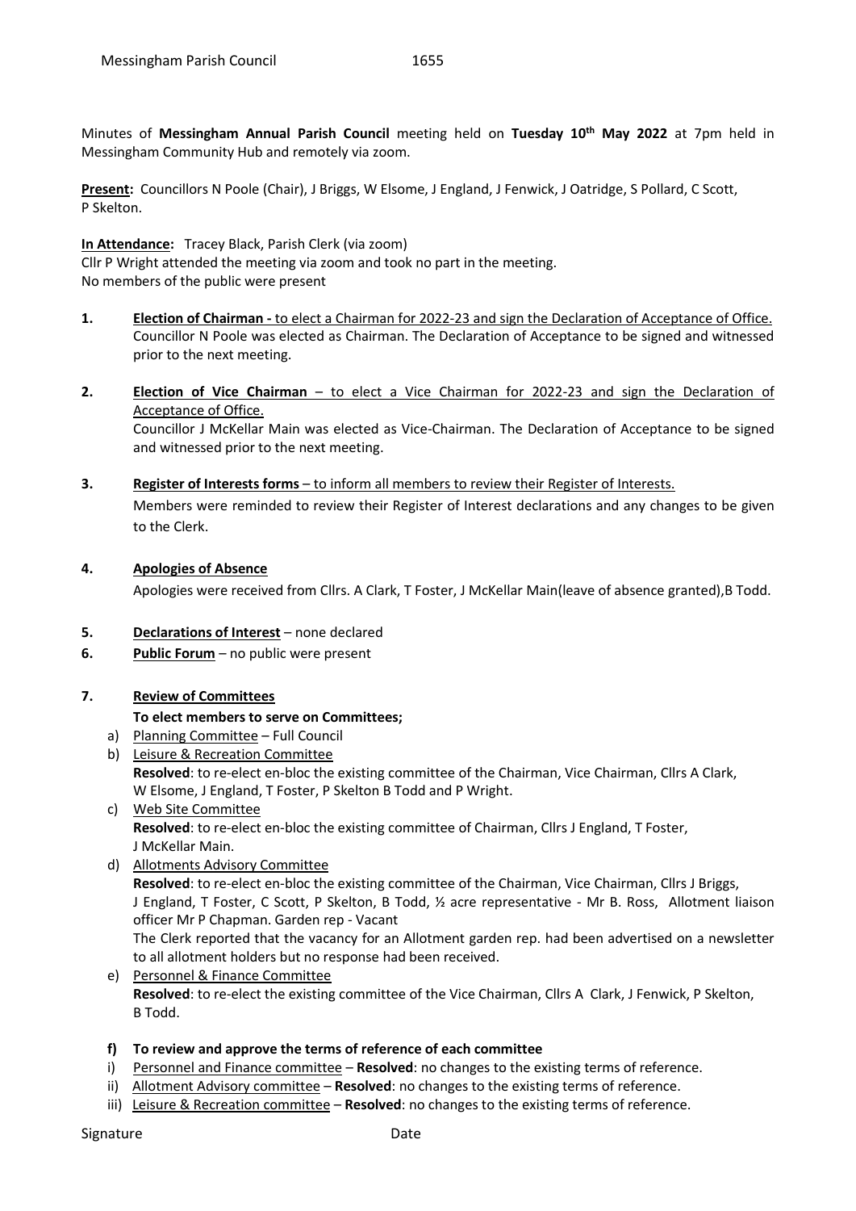Minutes of **Messingham Annual Parish Council** meeting held on **Tuesday 10th May 2022** at 7pm held in Messingham Community Hub and remotely via zoom.

**Present:** Councillors N Poole (Chair), J Briggs, W Elsome, J England, J Fenwick, J Oatridge, S Pollard, C Scott, P Skelton.

**In Attendance:** Tracey Black, Parish Clerk (via zoom)
Cllr P Wright attended the meeting via zoom and took no part in the meeting.
No members of the public were present

**1. Election of Chairman -** to elect a Chairman for 2022-23 and sign the Declaration of Acceptance of Office.
Councillor N Poole was elected as Chairman. The Declaration of Acceptance to be signed and witnessed prior to the next meeting.

**2. Election of Vice Chairman** – to elect a Vice Chairman for 2022-23 and sign the Declaration of Acceptance of Office.
Councillor J McKellar Main was elected as Vice-Chairman. The Declaration of Acceptance to be signed and witnessed prior to the next meeting.

**3. Register of Interests forms** – to inform all members to review their Register of Interests.
Members were reminded to review their Register of Interest declarations and any changes to be given to the Clerk.

**4. Apologies of Absence**
Apologies were received from Cllrs. A Clark, T Foster, J McKellar Main(leave of absence granted),B Todd.

**5. Declarations of Interest** – none declared

**6. Public Forum** – no public were present

**7. Review of Committees**

**To elect members to serve on Committees;**

a) Planning Committee – Full Council

b) Leisure & Recreation Committee
**Resolved**: to re-elect en-bloc the existing committee of the Chairman, Vice Chairman, Cllrs A Clark, W Elsome, J England, T Foster, P Skelton B Todd and P Wright.

c) Web Site Committee
**Resolved**: to re-elect en-bloc the existing committee of Chairman, Cllrs J England, T Foster, J McKellar Main.

d) Allotments Advisory Committee
**Resolved**: to re-elect en-bloc the existing committee of the Chairman, Vice Chairman, Cllrs J Briggs, J England, T Foster, C Scott, P Skelton, B Todd, ½ acre representative - Mr B. Ross, Allotment liaison officer Mr P Chapman. Garden rep - Vacant
The Clerk reported that the vacancy for an Allotment garden rep. had been advertised on a newsletter to all allotment holders but no response had been received.

e) Personnel & Finance Committee
**Resolved**: to re-elect the existing committee of the Vice Chairman, Cllrs A Clark, J Fenwick, P Skelton, B Todd.

**f) To review and approve the terms of reference of each committee**

i) Personnel and Finance committee – **Resolved**: no changes to the existing terms of reference.

ii) Allotment Advisory committee – **Resolved**: no changes to the existing terms of reference.

iii) Leisure & Recreation committee – **Resolved**: no changes to the existing terms of reference.

Signature Date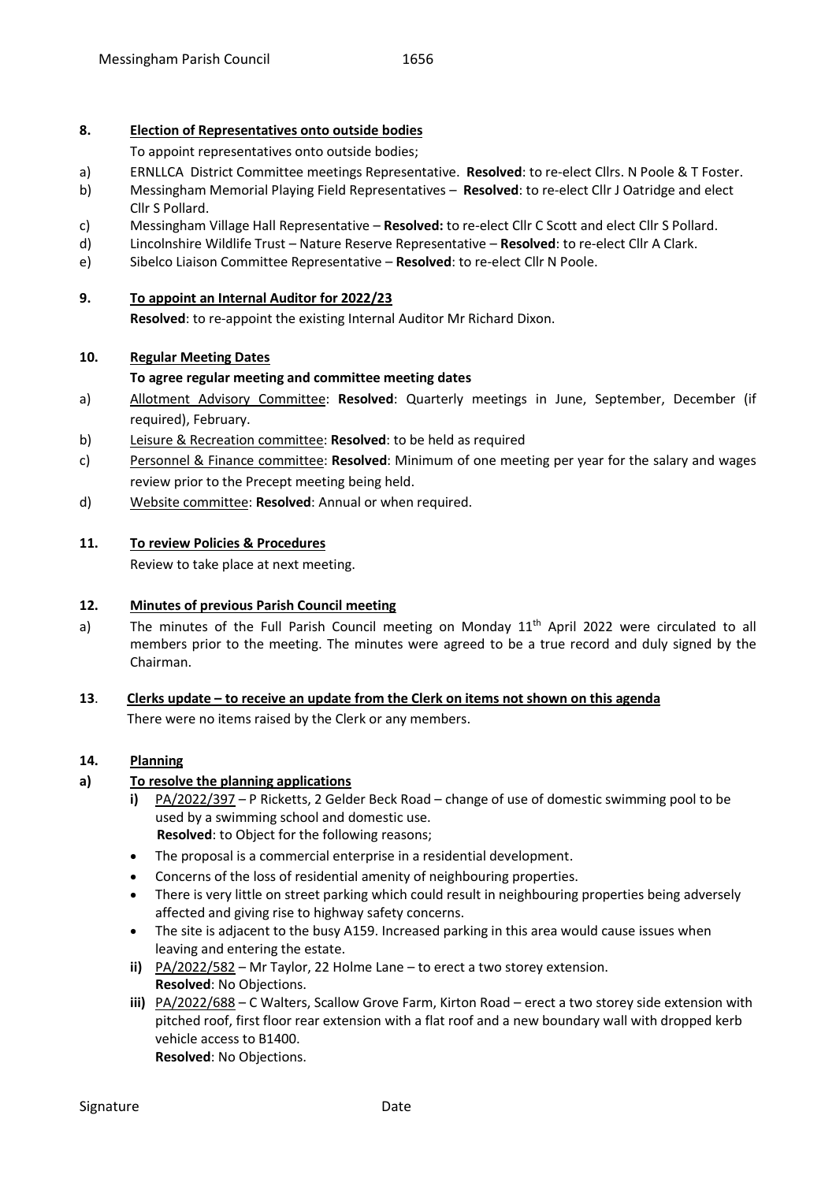## 8. Election of Representatives onto outside bodies

To appoint representatives onto outside bodies;

a) ERNLLCA District Committee meetings Representative. **Resolved**: to re-elect Cllrs. N Poole & T Foster.
b) Messingham Memorial Playing Field Representatives – **Resolved**: to re-elect Cllr J Oatridge and elect Cllr S Pollard.
c) Messingham Village Hall Representative – **Resolved:** to re-elect Cllr C Scott and elect Cllr S Pollard.
d) Lincolnshire Wildlife Trust – Nature Reserve Representative – **Resolved**: to re-elect Cllr A Clark.
e) Sibelco Liaison Committee Representative – **Resolved**: to re-elect Cllr N Poole.

## 9. To appoint an Internal Auditor for 2022/23

**Resolved**: to re-appoint the existing Internal Auditor Mr Richard Dixon.

## 10. Regular Meeting Dates

**To agree regular meeting and committee meeting dates**

a) Allotment Advisory Committee: **Resolved**: Quarterly meetings in June, September, December (if required), February.
b) Leisure & Recreation committee: **Resolved**: to be held as required
c) Personnel & Finance committee: **Resolved**: Minimum of one meeting per year for the salary and wages review prior to the Precept meeting being held.
d) Website committee: **Resolved**: Annual or when required.

## 11. To review Policies & Procedures

Review to take place at next meeting.

## 12. Minutes of previous Parish Council meeting

a) The minutes of the Full Parish Council meeting on Monday 11th April 2022 were circulated to all members prior to the meeting. The minutes were agreed to be a true record and duly signed by the Chairman.

## 13. Clerks update – to receive an update from the Clerk on items not shown on this agenda

There were no items raised by the Clerk or any members.

## 14. Planning

### a) To resolve the planning applications

**i)** PA/2022/397 – P Ricketts, 2 Gelder Beck Road – change of use of domestic swimming pool to be used by a swimming school and domestic use.
**Resolved**: to Object for the following reasons;

- The proposal is a commercial enterprise in a residential development.
- Concerns of the loss of residential amenity of neighbouring properties.
- There is very little on street parking which could result in neighbouring properties being adversely affected and giving rise to highway safety concerns.
- The site is adjacent to the busy A159. Increased parking in this area would cause issues when leaving and entering the estate.

**ii)** PA/2022/582 – Mr Taylor, 22 Holme Lane – to erect a two storey extension.
**Resolved**: No Objections.

**iii)** PA/2022/688 – C Walters, Scallow Grove Farm, Kirton Road – erect a two storey side extension with pitched roof, first floor rear extension with a flat roof and a new boundary wall with dropped kerb vehicle access to B1400.
**Resolved**: No Objections.

Signature Date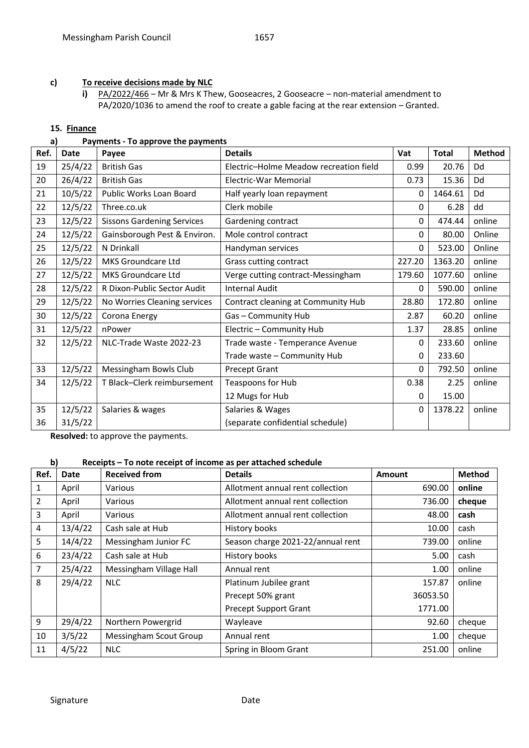**c) To receive decisions made by NLC**

**i)** PA/2022/466 – Mr & Mrs K Thew, Gooseacres, 2 Gooseacre – non-material amendment to PA/2020/1036 to amend the roof to create a gable facing at the rear extension – Granted.

**15. Finance**

**a) Payments - To approve the payments**

| Ref. | Date | Payee | Details | Vat | Total | Method |
|---|---|---|---|---|---|---|
| 19 | 25/4/22 | British Gas | Electric–Holme Meadow recreation field | 0.99 | 20.76 | Dd |
| 20 | 26/4/22 | British Gas | Electric-War Memorial | 0.73 | 15.36 | Dd |
| 21 | 10/5/22 | Public Works Loan Board | Half yearly loan repayment | 0 | 1464.61 | Dd |
| 22 | 12/5/22 | Three.co.uk | Clerk mobile | 0 | 6.28 | dd |
| 23 | 12/5/22 | Sissons Gardening Services | Gardening contract | 0 | 474.44 | online |
| 24 | 12/5/22 | Gainsborough Pest & Environ. | Mole control contract | 0 | 80.00 | Online |
| 25 | 12/5/22 | N Drinkall | Handyman services | 0 | 523.00 | Online |
| 26 | 12/5/22 | MKS Groundcare Ltd | Grass cutting contract | 227.20 | 1363.20 | online |
| 27 | 12/5/22 | MKS Groundcare Ltd | Verge cutting contract-Messingham | 179.60 | 1077.60 | online |
| 28 | 12/5/22 | R Dixon-Public Sector Audit | Internal Audit | 0 | 590.00 | online |
| 29 | 12/5/22 | No Worries Cleaning services | Contract cleaning at Community Hub | 28.80 | 172.80 | online |
| 30 | 12/5/22 | Corona Energy | Gas – Community Hub | 2.87 | 60.20 | online |
| 31 | 12/5/22 | nPower | Electric – Community Hub | 1.37 | 28.85 | online |
| 32 | 12/5/22 | NLC-Trade Waste 2022-23 | Trade waste - Temperance Avenue | 0 | 233.60 | online |
| | | | Trade waste – Community Hub | 0 | 233.60 | |
| 33 | 12/5/22 | Messingham Bowls Club | Precept Grant | 0 | 792.50 | online |
| 34 | 12/5/22 | T Black–Clerk reimbursement | Teaspoons for Hub | 0.38 | 2.25 | online |
| | | | 12 Mugs for Hub | 0 | 15.00 | |
| 35 | 12/5/22 | Salaries & wages | Salaries & Wages | 0 | 1378.22 | online |
| 36 | 31/5/22 | | (separate confidential schedule) | | | |

**Resolved:** to approve the payments.

**b) Receipts – To note receipt of income as per attached schedule**

| Ref. | Date | Received from | Details | Amount | Method |
|---|---|---|---|---|---|
| 1 | April | Various | Allotment annual rent collection | 690.00 | **online** |
| 2 | April | Various | Allotment annual rent collection | 736.00 | **cheque** |
| 3 | April | Various | Allotment annual rent collection | 48.00 | **cash** |
| 4 | 13/4/22 | Cash sale at Hub | History books | 10.00 | cash |
| 5 | 14/4/22 | Messingham Junior FC | Season charge 2021-22/annual rent | 739.00 | online |
| 6 | 23/4/22 | Cash sale at Hub | History books | 5.00 | cash |
| 7 | 25/4/22 | Messingham Village Hall | Annual rent | 1.00 | online |
| 8 | 29/4/22 | NLC | Platinum Jubilee grant | 157.87 | online |
| | | | Precept 50% grant | 36053.50 | |
| | | | Precept Support Grant | 1771.00 | |
| 9 | 29/4/22 | Northern Powergrid | Wayleave | 92.60 | cheque |
| 10 | 3/5/22 | Messingham Scout Group | Annual rent | 1.00 | cheque |
| 11 | 4/5/22 | NLC | Spring in Bloom Grant | 251.00 | online |

Signature Date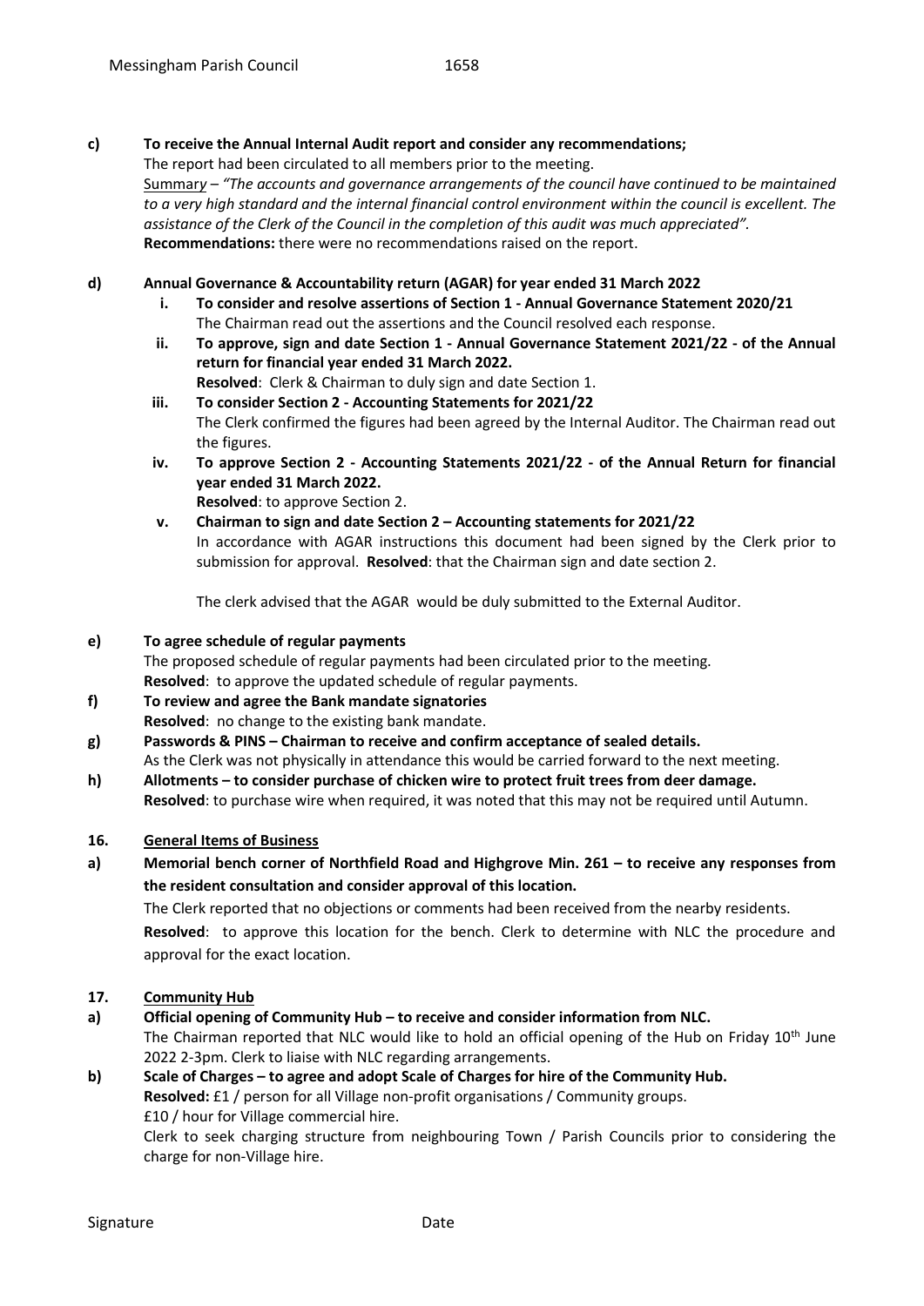**c) To receive the Annual Internal Audit report and consider any recommendations;**

The report had been circulated to all members prior to the meeting.

Summary – *"The accounts and governance arrangements of the council have continued to be maintained to a very high standard and the internal financial control environment within the council is excellent. The assistance of the Clerk of the Council in the completion of this audit was much appreciated".*

**Recommendations:** there were no recommendations raised on the report.

**d) Annual Governance & Accountability return (AGAR) for year ended 31 March 2022**

i. **To consider and resolve assertions of Section 1 - Annual Governance Statement 2020/21**
The Chairman read out the assertions and the Council resolved each response.

ii. **To approve, sign and date Section 1 - Annual Governance Statement 2021/22 - of the Annual return for financial year ended 31 March 2022.**
**Resolved**: Clerk & Chairman to duly sign and date Section 1.

iii. **To consider Section 2 - Accounting Statements for 2021/22**
The Clerk confirmed the figures had been agreed by the Internal Auditor. The Chairman read out the figures.

iv. **To approve Section 2 - Accounting Statements 2021/22 - of the Annual Return for financial year ended 31 March 2022.**
**Resolved**: to approve Section 2.

v. **Chairman to sign and date Section 2 – Accounting statements for 2021/22**
In accordance with AGAR instructions this document had been signed by the Clerk prior to submission for approval. **Resolved**: that the Chairman sign and date section 2.

The clerk advised that the AGAR would be duly submitted to the External Auditor.

**e) To agree schedule of regular payments**

The proposed schedule of regular payments had been circulated prior to the meeting.

**Resolved**: to approve the updated schedule of regular payments.

**f) To review and agree the Bank mandate signatories**

**Resolved**: no change to the existing bank mandate.

**g) Passwords & PINS – Chairman to receive and confirm acceptance of sealed details.**

As the Clerk was not physically in attendance this would be carried forward to the next meeting.

**h) Allotments – to consider purchase of chicken wire to protect fruit trees from deer damage.**

**Resolved**: to purchase wire when required, it was noted that this may not be required until Autumn.

## 16. General Items of Business

**a) Memorial bench corner of Northfield Road and Highgrove Min. 261 – to receive any responses from the resident consultation and consider approval of this location.**

The Clerk reported that no objections or comments had been received from the nearby residents.

**Resolved**: to approve this location for the bench. Clerk to determine with NLC the procedure and approval for the exact location.

## 17. Community Hub

**a) Official opening of Community Hub – to receive and consider information from NLC.**

The Chairman reported that NLC would like to hold an official opening of the Hub on Friday 10th June 2022 2-3pm. Clerk to liaise with NLC regarding arrangements.

**b) Scale of Charges – to agree and adopt Scale of Charges for hire of the Community Hub.**

**Resolved:** £1 / person for all Village non-profit organisations / Community groups.

£10 / hour for Village commercial hire.

Clerk to seek charging structure from neighbouring Town / Parish Councils prior to considering the charge for non-Village hire.

Signature Date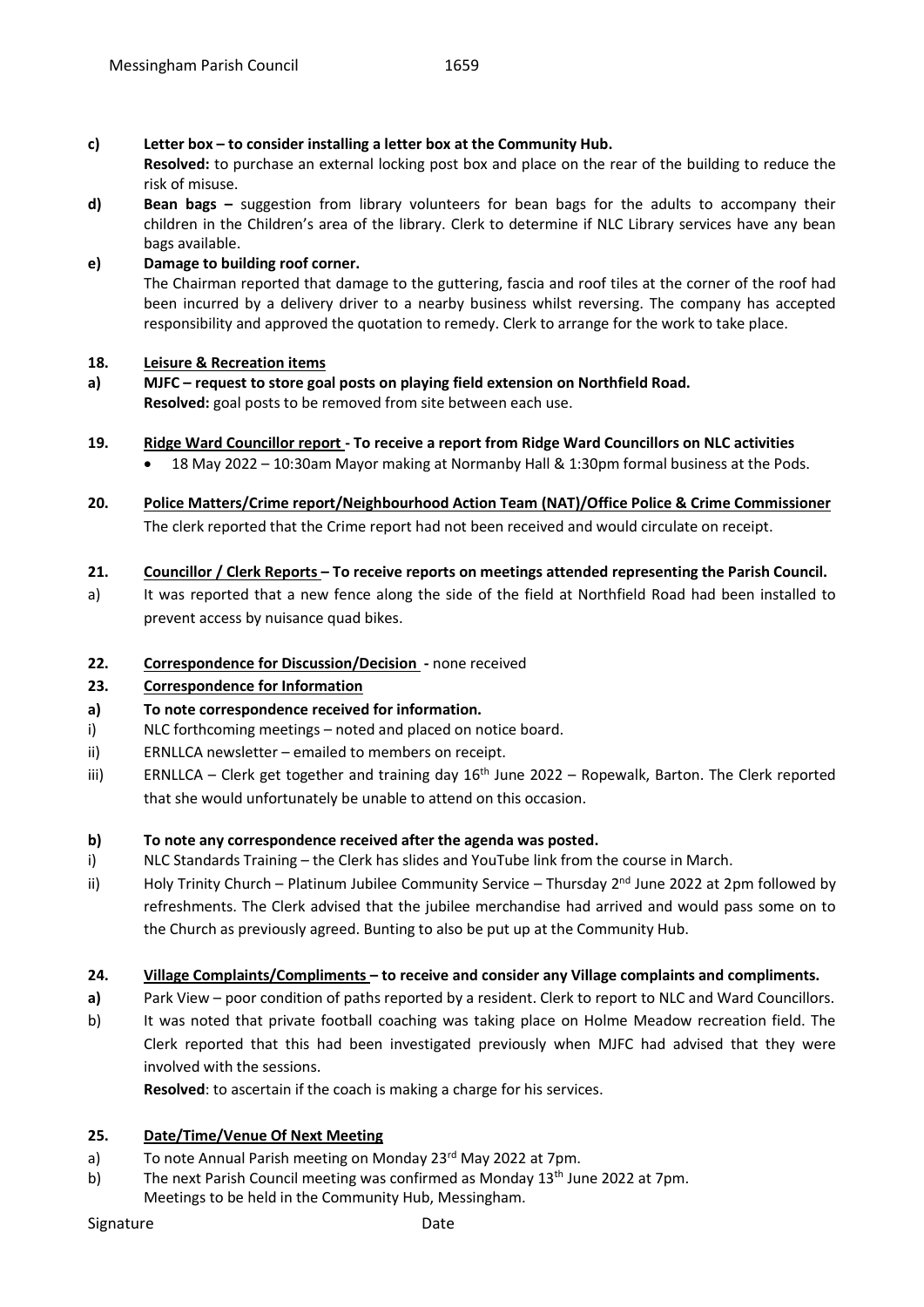**c) Letter box – to consider installing a letter box at the Community Hub.**
**Resolved:** to purchase an external locking post box and place on the rear of the building to reduce the risk of misuse.

**d) Bean bags –** suggestion from library volunteers for bean bags for the adults to accompany their children in the Children's area of the library. Clerk to determine if NLC Library services have any bean bags available.

**e) Damage to building roof corner.**
The Chairman reported that damage to the guttering, fascia and roof tiles at the corner of the roof had been incurred by a delivery driver to a nearby business whilst reversing. The company has accepted responsibility and approved the quotation to remedy. Clerk to arrange for the work to take place.

**18. Leisure & Recreation items**

**a) MJFC – request to store goal posts on playing field extension on Northfield Road.**
**Resolved:** goal posts to be removed from site between each use.

**19. Ridge Ward Councillor report - To receive a report from Ridge Ward Councillors on NLC activities**

- 18 May 2022 – 10:30am Mayor making at Normanby Hall & 1:30pm formal business at the Pods.

**20. Police Matters/Crime report/Neighbourhood Action Team (NAT)/Office Police & Crime Commissioner**
The clerk reported that the Crime report had not been received and would circulate on receipt.

**21. Councillor / Clerk Reports – To receive reports on meetings attended representing the Parish Council.**

a) It was reported that a new fence along the side of the field at Northfield Road had been installed to prevent access by nuisance quad bikes.

**22. Correspondence for Discussion/Decision -** none received

**23. Correspondence for Information**

**a) To note correspondence received for information.**

i) NLC forthcoming meetings – noted and placed on notice board.
ii) ERNLLCA newsletter – emailed to members on receipt.
iii) ERNLLCA – Clerk get together and training day 16th June 2022 – Ropewalk, Barton. The Clerk reported that she would unfortunately be unable to attend on this occasion.

**b) To note any correspondence received after the agenda was posted.**

i) NLC Standards Training – the Clerk has slides and YouTube link from the course in March.
ii) Holy Trinity Church – Platinum Jubilee Community Service – Thursday 2nd June 2022 at 2pm followed by refreshments. The Clerk advised that the jubilee merchandise had arrived and would pass some on to the Church as previously agreed. Bunting to also be put up at the Community Hub.

**24. Village Complaints/Compliments – to receive and consider any Village complaints and compliments.**

**a)** Park View – poor condition of paths reported by a resident. Clerk to report to NLC and Ward Councillors.
b) It was noted that private football coaching was taking place on Holme Meadow recreation field. The Clerk reported that this had been investigated previously when MJFC had advised that they were involved with the sessions.
**Resolved**: to ascertain if the coach is making a charge for his services.

**25. Date/Time/Venue Of Next Meeting**

a) To note Annual Parish meeting on Monday 23rd May 2022 at 7pm.
b) The next Parish Council meeting was confirmed as Monday 13th June 2022 at 7pm.
Meetings to be held in the Community Hub, Messingham.

Signature Date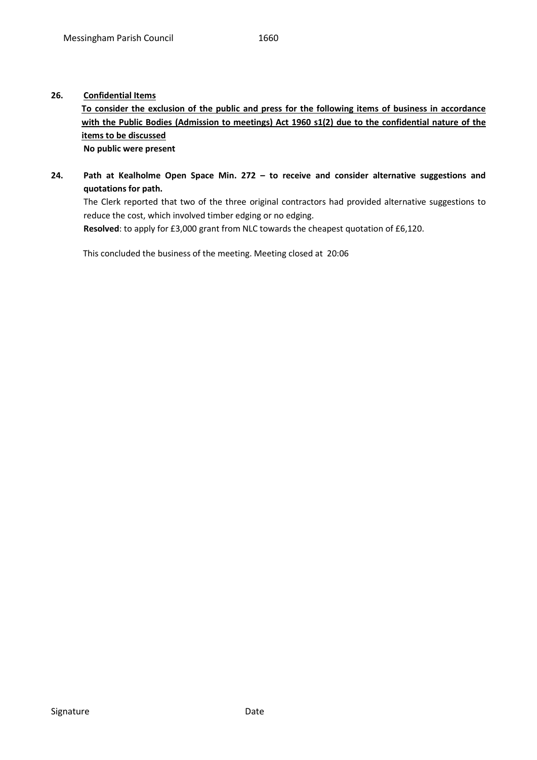**26. Confidential Items**

**To consider the exclusion of the public and press for the following items of business in accordance with the Public Bodies (Admission to meetings) Act 1960 s1(2) due to the confidential nature of the items to be discussed**

**No public were present**

**24. Path at Kealholme Open Space Min. 272 – to receive and consider alternative suggestions and quotations for path.**

The Clerk reported that two of the three original contractors had provided alternative suggestions to reduce the cost, which involved timber edging or no edging.

**Resolved**: to apply for £3,000 grant from NLC towards the cheapest quotation of £6,120.

This concluded the business of the meeting. Meeting closed at 20:06

Signature Date